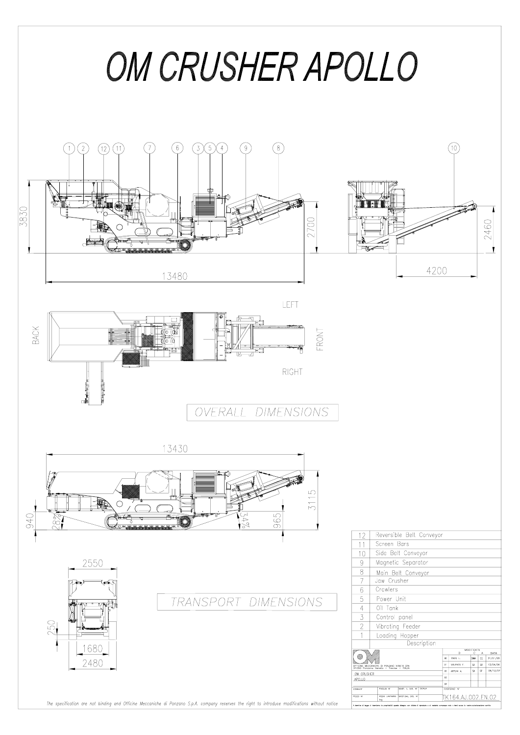# OM CRUSHER APOLLO

OVERALL DIMENSIONS

13480

3830

2700

4200

2460

LEFT

BACK

FRONT

RIGHT

TRANSPORT DIMENSIONS

13430

940

28°

34°

965

3115

2550

250

1680

2480

| | Description |
|---|---|
| 12 | Reversible Belt Conveyor |
| 11 | Screen Bars |
| 10 | Side Belt Conveyor |
| 9 | Magnetic Separator |
| 8 | Main Belt Conveyor |
| 7 | Jaw Crusher |
| 6 | Crawlers |
| 5 | Power Unit |
| 4 | Oil Tank |
| 3 | Control panel |
| 2 | Vibrating Feeder |
| 1 | Loading Hopper |

OFFICINE MECCANICHE DI PONZANO VENETO SPA

OM CRUSHER

APOLLO

TK164.AJ.002.FN.02

*The specification are not binding and Officine Meccaniche di Ponzano S.p.A. company reserves the right to introduce modifications without notice*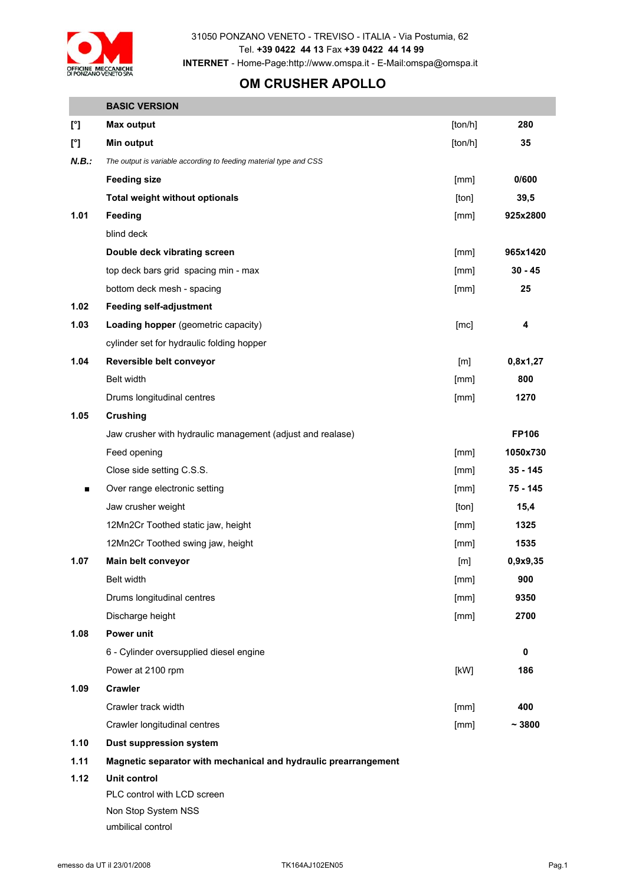OFFICINE MECCANICHE DI PONZANO VENETO SPA

31050 PONZANO VENETO - TREVISO - ITALIA - Via Postumia, 62
Tel. **+39 0422 44 13** Fax **+39 0422 44 14 99**
**INTERNET** - Home-Page:http://www.omspa.it - E-Mail:omspa@omspa.it

# OM CRUSHER APOLLO

| | BASIC VERSION | | |
|---|---|---|---|
| [°] | **Max output** | [ton/h] | **280** |
| [°] | **Min output** | [ton/h] | **35** |
| ***N.B.:*** | *The output is variable according to feeding material type and CSS* | | |
| | **Feeding size** | [mm] | **0/600** |
| | **Total weight without optionals** | [ton] | **39,5** |
| **1.01** | **Feeding** | [mm] | **925x2800** |
| | blind deck | | |
| | **Double deck vibrating screen** | [mm] | **965x1420** |
| | top deck bars grid spacing min - max | [mm] | **30 - 45** |
| | bottom deck mesh - spacing | [mm] | **25** |
| **1.02** | **Feeding self-adjustment** | | |
| **1.03** | **Loading hopper** (geometric capacity) | [mc] | **4** |
| | cylinder set for hydraulic folding hopper | | |
| **1.04** | **Reversible belt conveyor** | [m] | **0,8x1,27** |
| | Belt width | [mm] | **800** |
| | Drums longitudinal centres | [mm] | **1270** |
| **1.05** | **Crushing** | | |
| | Jaw crusher with hydraulic management (adjust and realase) | | **FP106** |
| | Feed opening | [mm] | **1050x730** |
| | Close side setting C.S.S. | [mm] | **35 - 145** |
| ■ | Over range electronic setting | [mm] | **75 - 145** |
| | Jaw crusher weight | [ton] | **15,4** |
| | 12Mn2Cr Toothed static jaw, height | [mm] | **1325** |
| | 12Mn2Cr Toothed swing jaw, height | [mm] | **1535** |
| **1.07** | **Main belt conveyor** | [m] | **0,9x9,35** |
| | Belt width | [mm] | **900** |
| | Drums longitudinal centres | [mm] | **9350** |
| | Discharge height | [mm] | **2700** |
| **1.08** | **Power unit** | | |
| | 6 - Cylinder oversupplied diesel engine | | **0** |
| | Power at 2100 rpm | [kW] | **186** |
| **1.09** | **Crawler** | | |
| | Crawler track width | [mm] | **400** |
| | Crawler longitudinal centres | [mm] | **~ 3800** |
| **1.10** | **Dust suppression system** | | |
| **1.11** | **Magnetic separator with mechanical and hydraulic prearrangement** | | |
| **1.12** | **Unit control** | | |
| | PLC control with LCD screen | | |
| | Non Stop System NSS | | |
| | umbilical control | | |

emesso da UT il 23/01/2008 TK164AJ102EN05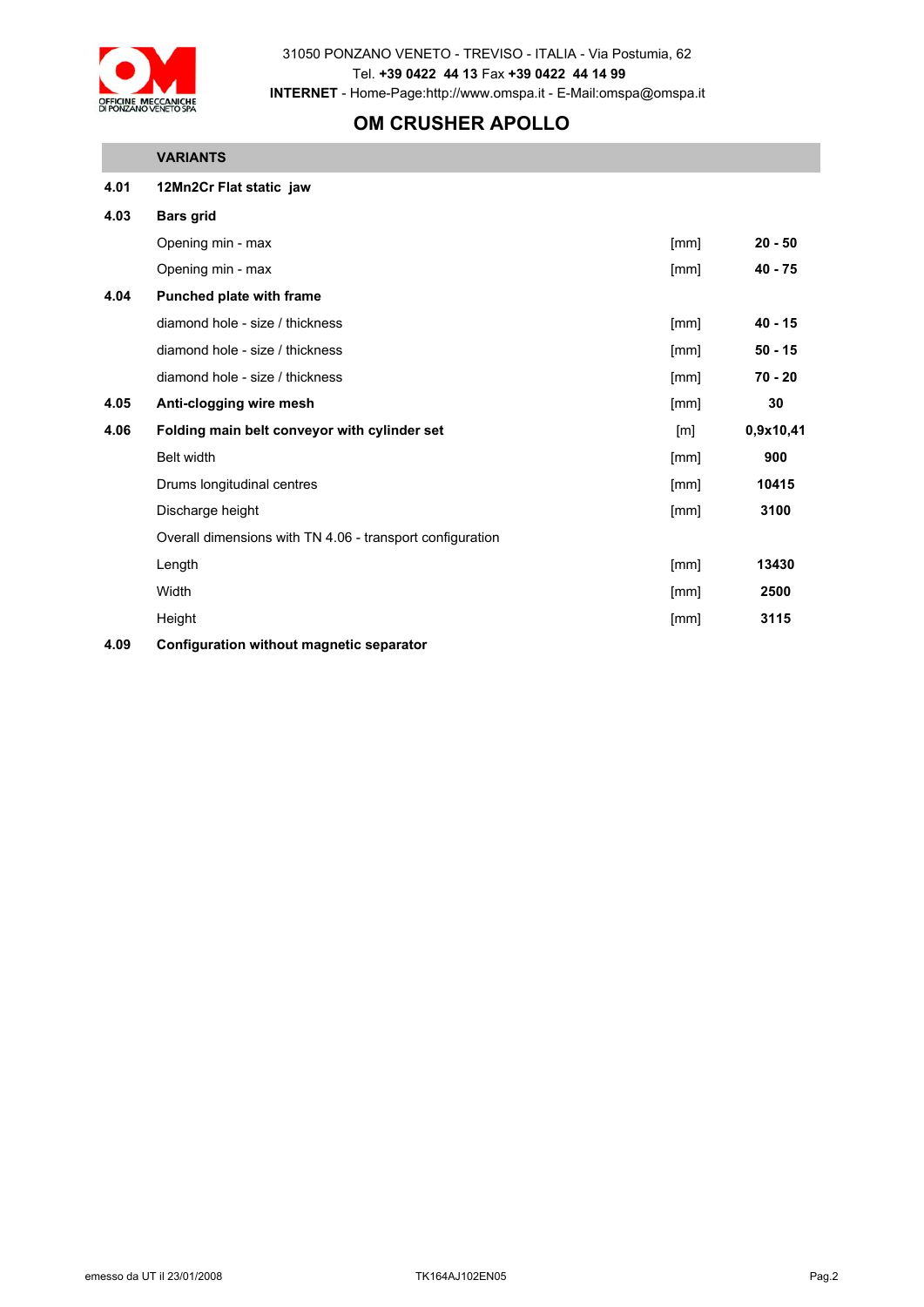31050 PONZANO VENETO - TREVISO - ITALIA - Via Postumia, 62
Tel. **+39 0422 44 13** Fax **+39 0422 44 14 99**
**INTERNET** - Home-Page:http://www.omspa.it - E-Mail:omspa@omspa.it

# OM CRUSHER APOLLO

| | **VARIANTS** | | |
|---|---|---|---|
| **4.01** | **12Mn2Cr Flat static jaw** | | |
| **4.03** | **Bars grid** | | |
| | Opening min - max | [mm] | **20 - 50** |
| | Opening min - max | [mm] | **40 - 75** |
| **4.04** | **Punched plate with frame** | | |
| | diamond hole - size / thickness | [mm] | **40 - 15** |
| | diamond hole - size / thickness | [mm] | **50 - 15** |
| | diamond hole - size / thickness | [mm] | **70 - 20** |
| **4.05** | **Anti-clogging wire mesh** | [mm] | **30** |
| **4.06** | **Folding main belt conveyor with cylinder set** | [m] | **0,9x10,41** |
| | Belt width | [mm] | **900** |
| | Drums longitudinal centres | [mm] | **10415** |
| | Discharge height | [mm] | **3100** |
| | Overall dimensions with TN 4.06 - transport configuration | | |
| | Length | [mm] | **13430** |
| | Width | [mm] | **2500** |
| | Height | [mm] | **3115** |
| **4.09** | **Configuration without magnetic separator** | | |

emesso da UT il 23/01/2008 TK164AJ102EN05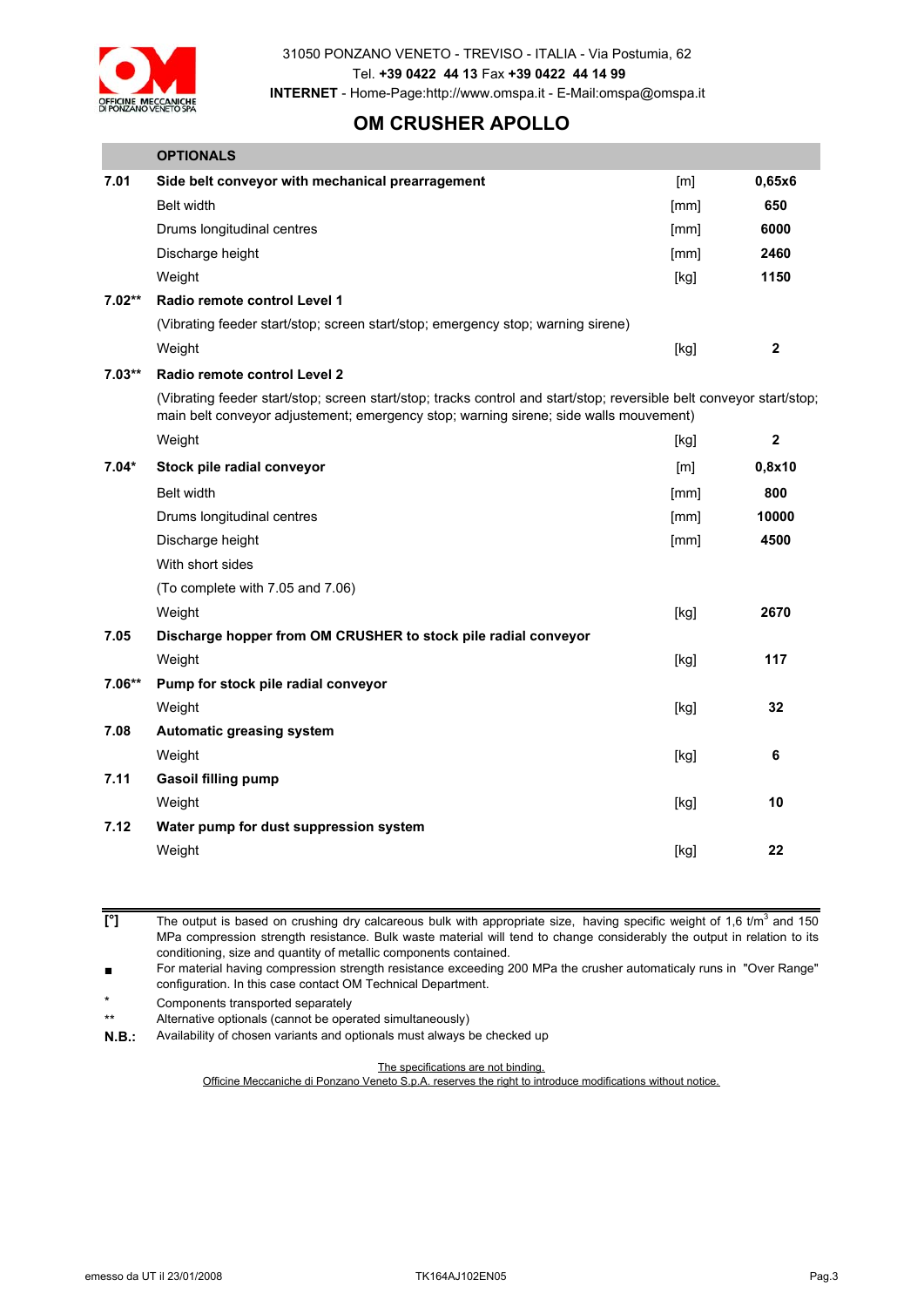31050 PONZANO VENETO - TREVISO - ITALIA - Via Postumia, 62
Tel. **+39 0422 44 13** Fax **+39 0422 44 14 99**
**INTERNET** - Home-Page:http://www.omspa.it - E-Mail:omspa@omspa.it

# OM CRUSHER APOLLO

| | OPTIONALS | | |
|---|---|---|---|
| **7.01** | **Side belt conveyor with mechanical prearragement** | [m] | **0,65x6** |
| | Belt width | [mm] | **650** |
| | Drums longitudinal centres | [mm] | **6000** |
| | Discharge height | [mm] | **2460** |
| | Weight | [kg] | **1150** |
| **7.02**** | **Radio remote control Level 1** | | |
| | (Vibrating feeder start/stop; screen start/stop; emergency stop; warning sirene) | | |
| | Weight | [kg] | **2** |
| **7.03**** | **Radio remote control Level 2** | | |
| | (Vibrating feeder start/stop; screen start/stop; tracks control and start/stop; reversible belt conveyor start/stop; main belt conveyor adjustement; emergency stop; warning sirene; side walls mouvement) | | |
| | Weight | [kg] | **2** |
| **7.04*** | **Stock pile radial conveyor** | [m] | **0,8x10** |
| | Belt width | [mm] | **800** |
| | Drums longitudinal centres | [mm] | **10000** |
| | Discharge height | [mm] | **4500** |
| | With short sides | | |
| | (To complete with 7.05 and 7.06) | | |
| | Weight | [kg] | **2670** |
| **7.05** | **Discharge hopper from OM CRUSHER to stock pile radial conveyor** | | |
| | Weight | [kg] | **117** |
| **7.06**** | **Pump for stock pile radial conveyor** | | |
| | Weight | [kg] | **32** |
| **7.08** | **Automatic greasing system** | | |
| | Weight | [kg] | **6** |
| **7.11** | **Gasoil filling pump** | | |
| | Weight | [kg] | **10** |
| **7.12** | **Water pump for dust suppression system** | | |
| | Weight | [kg] | **22** |

**[°]** The output is based on crushing dry calcareous bulk with appropriate size, having specific weight of 1,6 t/m$^3$ and 150 MPa compression strength resistance. Bulk waste material will tend to change considerably the output in relation to its conditioning, size and quantity of metallic components contained.

■ For material having compression strength resistance exceeding 200 MPa the crusher automaticaly runs in "Over Range" configuration. In this case contact OM Technical Department.

* Components transported separately

** Alternative optionals (cannot be operated simultaneously)

**N.B.:** Availability of chosen variants and optionals must always be checked up

The specifications are not binding.
Officine Meccaniche di Ponzano Veneto S.p.A. reserves the right to introduce modifications without notice.

emesso da UT il 23/01/2008 TK164AJ102EN05